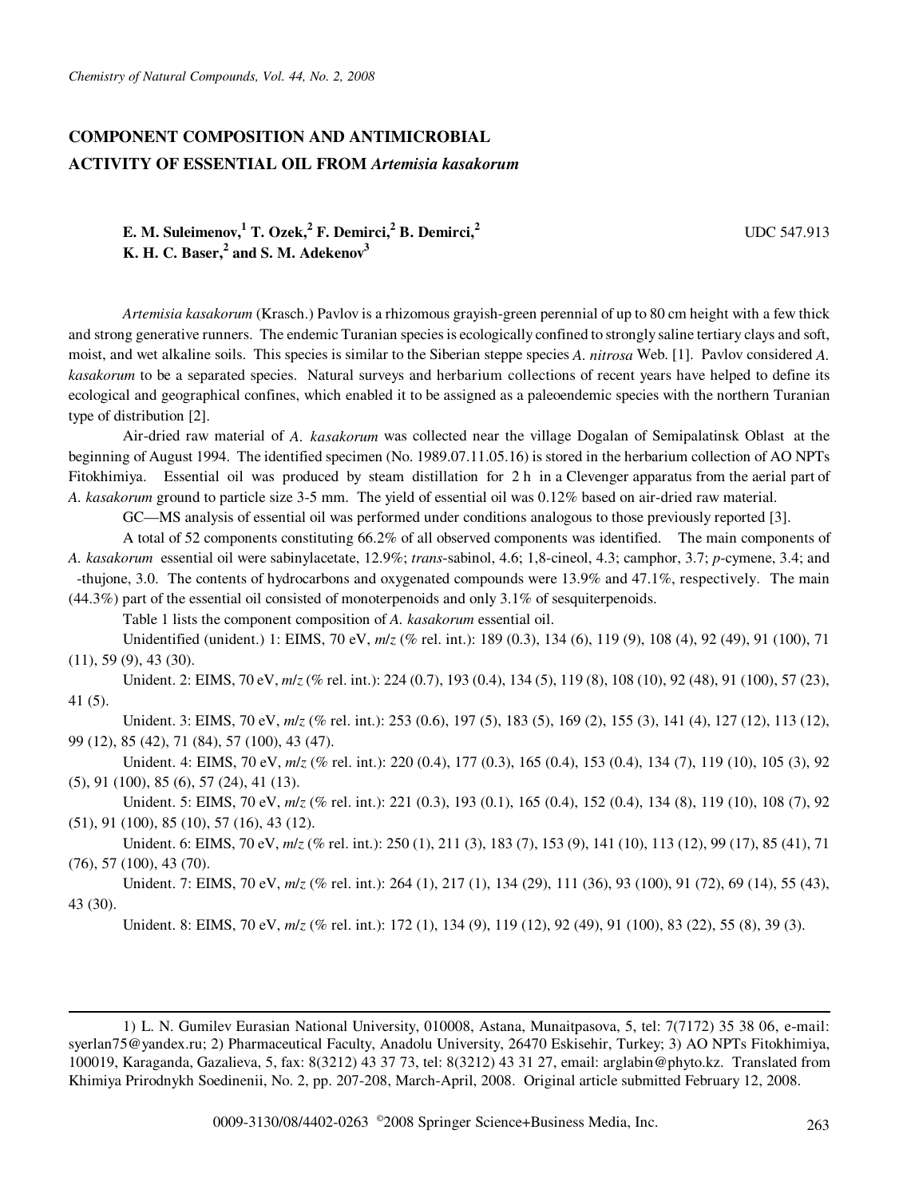# COMPONENT COMPOSITION AND ANTIMICROBIAL ACTIVITY OF ESSENTIAL OIL FROM *Artemisia kasakorum*

**E. M. Suleimenov,[1] T. Ozek,[2] F. Demirci,[2] B. Demirci,[2] K. H. C. Baser,[2] and S. M. Adekenov[3]**

UDC 547.913

*Artemisia kasakorum* (Krasch.) Pavlov is a rhizomous grayish-green perennial of up to 80 cm height with a few thick and strong generative runners. The endemic Turanian species is ecologically confined to strongly saline tertiary clays and soft, moist, and wet alkaline soils. This species is similar to the Siberian steppe species *A. nitrosa* Web. [1]. Pavlov considered *A. kasakorum* to be a separated species. Natural surveys and herbarium collections of recent years have helped to define its ecological and geographical confines, which enabled it to be assigned as a paleoendemic species with the northern Turanian type of distribution [2].

Air-dried raw material of *A. kasakorum* was collected near the village Dogalan of Semipalatinsk Oblast at the beginning of August 1994. The identified specimen (No. 1989.07.11.05.16) is stored in the herbarium collection of AO NPTs Fitokhimiya. Essential oil was produced by steam distillation for 2 h in a Clevenger apparatus from the aerial part of *A. kasakorum* ground to particle size 3-5 mm. The yield of essential oil was 0.12% based on air-dried raw material.

GC—MS analysis of essential oil was performed under conditions analogous to those previously reported [3].

A total of 52 components constituting 66.2% of all observed components was identified. The main components of *A. kasakorum* essential oil were sabinylacetate, 12.9%; *trans*-sabinol, 4.6; 1,8-cineol, 4.3; camphor, 3.7; *p*-cymene, 3.4; and -thujone, 3.0. The contents of hydrocarbons and oxygenated compounds were 13.9% and 47.1%, respectively. The main (44.3%) part of the essential oil consisted of monoterpenoids and only 3.1% of sesquiterpenoids.

Table 1 lists the component composition of *A. kasakorum* essential oil.

Unidentified (unident.) 1: EIMS, 70 eV, *m/z* (% rel. int.): 189 (0.3), 134 (6), 119 (9), 108 (4), 92 (49), 91 (100), 71 (11), 59 (9), 43 (30).

Unident. 2: EIMS, 70 eV, *m/z* (% rel. int.): 224 (0.7), 193 (0.4), 134 (5), 119 (8), 108 (10), 92 (48), 91 (100), 57 (23), 41 (5).

Unident. 3: EIMS, 70 eV, *m/z* (% rel. int.): 253 (0.6), 197 (5), 183 (5), 169 (2), 155 (3), 141 (4), 127 (12), 113 (12), 99 (12), 85 (42), 71 (84), 57 (100), 43 (47).

Unident. 4: EIMS, 70 eV, *m/z* (% rel. int.): 220 (0.4), 177 (0.3), 165 (0.4), 153 (0.4), 134 (7), 119 (10), 105 (3), 92 (5), 91 (100), 85 (6), 57 (24), 41 (13).

Unident. 5: EIMS, 70 eV, *m/z* (% rel. int.): 221 (0.3), 193 (0.1), 165 (0.4), 152 (0.4), 134 (8), 119 (10), 108 (7), 92 (51), 91 (100), 85 (10), 57 (16), 43 (12).

Unident. 6: EIMS, 70 eV, *m/z* (% rel. int.): 250 (1), 211 (3), 183 (7), 153 (9), 141 (10), 113 (12), 99 (17), 85 (41), 71 (76), 57 (100), 43 (70).

Unident. 7: EIMS, 70 eV, *m/z* (% rel. int.): 264 (1), 217 (1), 134 (29), 111 (36), 93 (100), 91 (72), 69 (14), 55 (43), 43 (30).

Unident. 8: EIMS, 70 eV, *m/z* (% rel. int.): 172 (1), 134 (9), 119 (12), 92 (49), 91 (100), 83 (22), 55 (8), 39 (3).

---

1) L. N. Gumilev Eurasian National University, 010008, Astana, Munaitpasova, 5, tel: 7(7172) 35 38 06, e-mail: syerlan75@yandex.ru; 2) Pharmaceutical Faculty, Anadolu University, 26470 Eskisehir, Turkey; 3) AO NPTs Fitokhimiya, 100019, Karaganda, Gazalieva, 5, fax: 8(3212) 43 37 73, tel: 8(3212) 43 31 27, email: arglabin@phyto.kz. Translated from Khimiya Prirodnykh Soedinenii, No. 2, pp. 207-208, March-April, 2008. Original article submitted February 12, 2008.

0009-3130/08/4402-0263 ©2008 Springer Science+Business Media, Inc.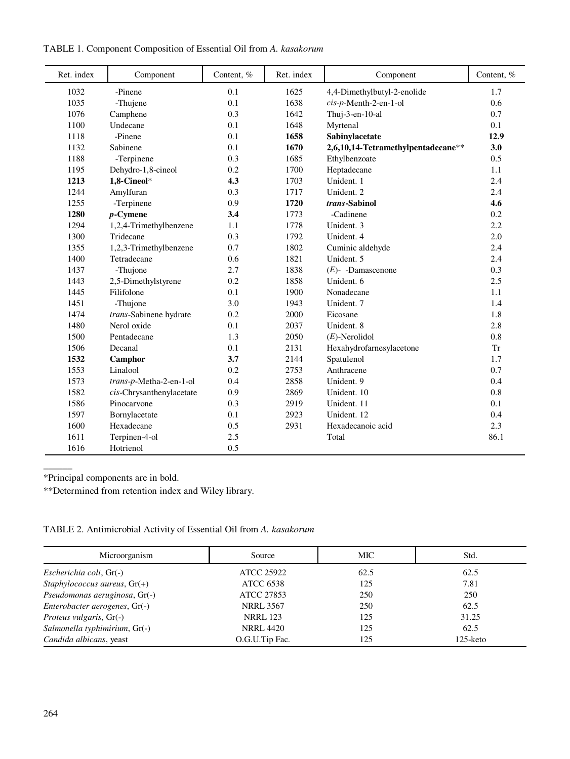TABLE 1. Component Composition of Essential Oil from *A. kasakorum*

| Ret. index | Component | Content, % | Ret. index | Component | Content, % |
|---|---|---|---|---|---|
| 1032 | -Pinene | 0.1 | 1625 | 4,4-Dimethylbutyl-2-enolide | 1.7 |
| 1035 | -Thujene | 0.1 | 1638 | *cis-p*-Menth-2-en-1-ol | 0.6 |
| 1076 | Camphene | 0.3 | 1642 | Thuj-3-en-10-al | 0.7 |
| 1100 | Undecane | 0.1 | 1648 | Myrtenal | 0.1 |
| 1118 | -Pinene | 0.1 | **1658** | **Sabinylacetate** | **12.9** |
| 1132 | Sabinene | 0.1 | **1670** | **2,6,10,14-Tetramethylpentadecane**** | **3.0** |
| 1188 | -Terpinene | 0.3 | 1685 | Ethylbenzoate | 0.5 |
| 1195 | Dehydro-1,8-cineol | 0.2 | 1700 | Heptadecane | 1.1 |
| **1213** | **1,8-Cineol*** | **4.3** | 1703 | Unident. 1 | 2.4 |
| 1244 | Amylfuran | 0.3 | 1717 | Unident. 2 | 2.4 |
| 1255 | -Terpinene | 0.9 | **1720** | ***trans*-Sabinol** | **4.6** |
| **1280** | ***p*-Cymene** | **3.4** | 1773 | -Cadinene | 0.2 |
| 1294 | 1,2,4-Trimethylbenzene | 1.1 | 1778 | Unident. 3 | 2.2 |
| 1300 | Tridecane | 0.3 | 1792 | Unident. 4 | 2.0 |
| 1355 | 1,2,3-Trimethylbenzene | 0.7 | 1802 | Cuminic aldehyde | 2.4 |
| 1400 | Tetradecane | 0.6 | 1821 | Unident. 5 | 2.4 |
| 1437 | -Thujone | 2.7 | 1838 | (*E*)- -Damascenone | 0.3 |
| 1443 | 2,5-Dimethylstyrene | 0.2 | 1858 | Unident. 6 | 2.5 |
| 1445 | Filifolone | 0.1 | 1900 | Nonadecane | 1.1 |
| 1451 | -Thujone | 3.0 | 1943 | Unident. 7 | 1.4 |
| 1474 | *trans*-Sabinene hydrate | 0.2 | 2000 | Eicosane | 1.8 |
| 1480 | Nerol oxide | 0.1 | 2037 | Unident. 8 | 2.8 |
| 1500 | Pentadecane | 1.3 | 2050 | (*E*)-Nerolidol | 0.8 |
| 1506 | Decanal | 0.1 | 2131 | Hexahydrofarnesylacetone | Tr |
| **1532** | **Camphor** | **3.7** | 2144 | Spatulenol | 1.7 |
| 1553 | Linalool | 0.2 | 2753 | Anthracene | 0.7 |
| 1573 | *trans-p*-Metha-2-en-1-ol | 0.4 | 2858 | Unident. 9 | 0.4 |
| 1582 | *cis*-Chrysanthenylacetate | 0.9 | 2869 | Unident. 10 | 0.8 |
| 1586 | Pinocarvone | 0.3 | 2919 | Unident. 11 | 0.1 |
| 1597 | Bornylacetate | 0.1 | 2923 | Unident. 12 | 0.4 |
| 1600 | Hexadecane | 0.5 | 2931 | Hexadecanoic acid | 2.3 |
| 1611 | Terpinen-4-ol | 2.5 | | Total | 86.1 |
| 1616 | Hotrienol | 0.5 | | | |

*Principal components are in bold.

**Determined from retention index and Wiley library.

TABLE 2. Antimicrobial Activity of Essential Oil from *A. kasakorum*

| Microorganism | Source | MIC | Std. |
|---|---|---|---|
| *Escherichia coli*, Gr(-) | ATCC 25922 | 62.5 | 62.5 |
| *Staphylococcus aureus*, Gr(+) | ATCC 6538 | 125 | 7.81 |
| *Pseudomonas aeruginosa*, Gr(-) | ATCC 27853 | 250 | 250 |
| *Enterobacter aerogenes*, Gr(-) | NRRL 3567 | 250 | 62.5 |
| *Proteus vulgaris*, Gr(-) | NRRL 123 | 125 | 31.25 |
| *Salmonella typhimirium*, Gr(-) | NRRL 4420 | 125 | 62.5 |
| *Candida albicans*, yeast | O.G.U.Tip Fac. | 125 | 125-keto |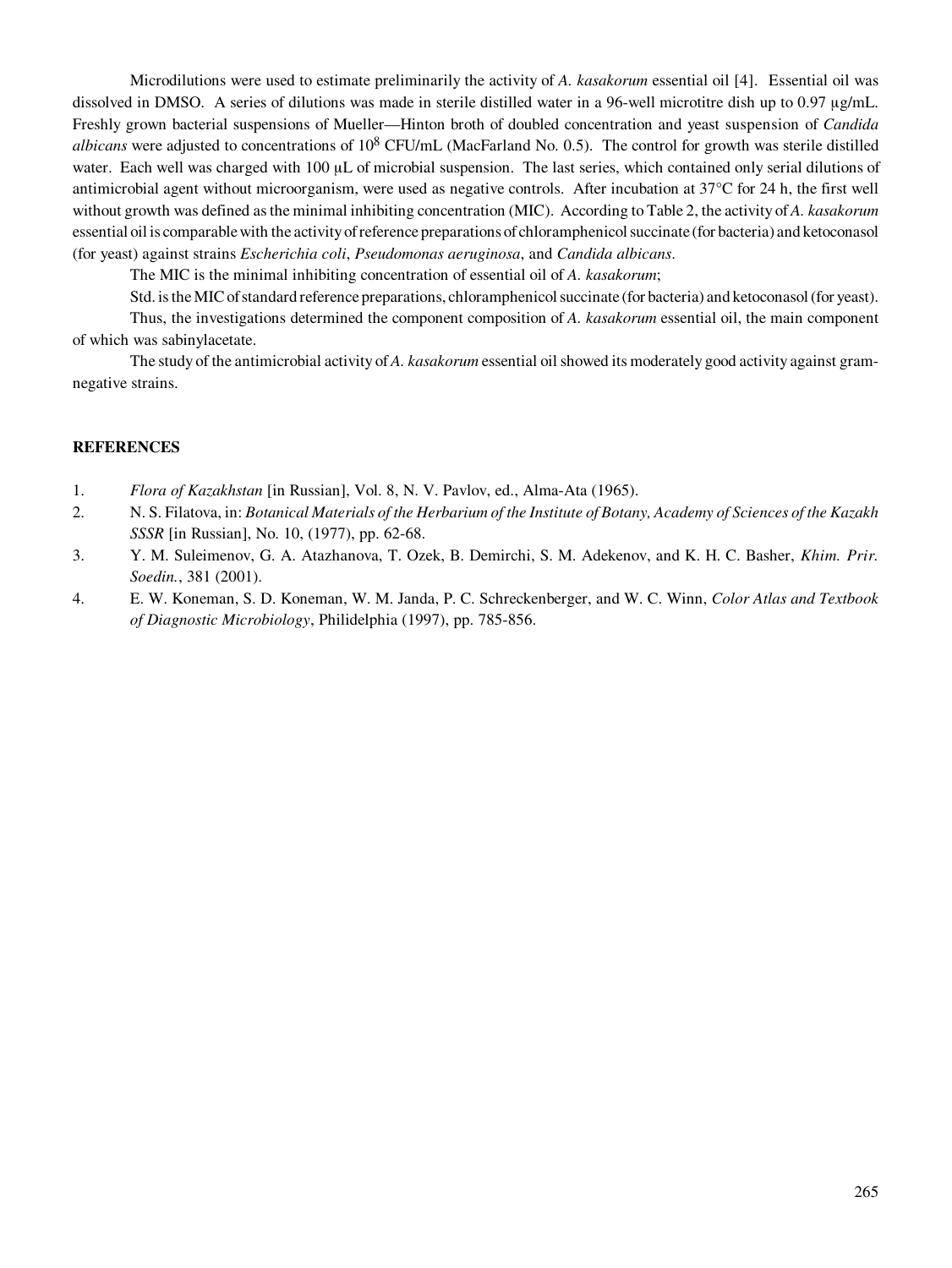Microdilutions were used to estimate preliminarily the activity of *A. kasakorum* essential oil [4]. Essential oil was dissolved in DMSO. A series of dilutions was made in sterile distilled water in a 96-well microtitre dish up to 0.97 μg/mL. Freshly grown bacterial suspensions of Mueller—Hinton broth of doubled concentration and yeast suspension of *Candida albicans* were adjusted to concentrations of $10^8$ CFU/mL (MacFarland No. 0.5). The control for growth was sterile distilled water. Each well was charged with 100 μL of microbial suspension. The last series, which contained only serial dilutions of antimicrobial agent without microorganism, were used as negative controls. After incubation at 37°C for 24 h, the first well without growth was defined as the minimal inhibiting concentration (MIC). According to Table 2, the activity of *A. kasakorum* essential oil is comparable with the activity of reference preparations of chloramphenicol succinate (for bacteria) and ketoconasol (for yeast) against strains *Escherichia coli*, *Pseudomonas aeruginosa*, and *Candida albicans*.

The MIC is the minimal inhibiting concentration of essential oil of *A. kasakorum*;

Std. is the MIC of standard reference preparations, chloramphenicol succinate (for bacteria) and ketoconasol (for yeast).

Thus, the investigations determined the component composition of *A. kasakorum* essential oil, the main component of which was sabinylacetate.

The study of the antimicrobial activity of *A. kasakorum* essential oil showed its moderately good activity against gram-negative strains.

## REFERENCES

1. *Flora of Kazakhstan* [in Russian], Vol. 8, N. V. Pavlov, ed., Alma-Ata (1965).
2. N. S. Filatova, in: *Botanical Materials of the Herbarium of the Institute of Botany, Academy of Sciences of the Kazakh SSSR* [in Russian], No. 10, (1977), pp. 62-68.
3. Y. M. Suleimenov, G. A. Atazhanova, T. Ozek, B. Demirchi, S. M. Adekenov, and K. H. C. Basher, *Khim. Prir. Soedin.*, 381 (2001).
4. E. W. Koneman, S. D. Koneman, W. M. Janda, P. C. Schreckenberger, and W. C. Winn, *Color Atlas and Textbook of Diagnostic Microbiology*, Philidelphia (1997), pp. 785-856.